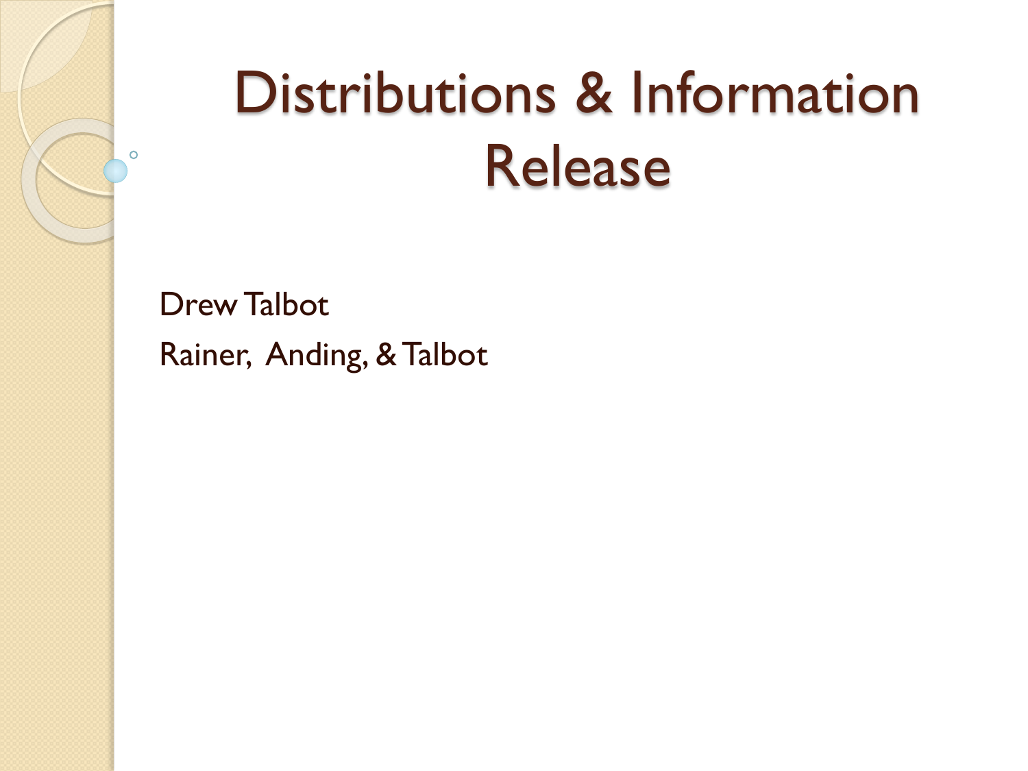# Distributions & Information Release

Drew Talbot

Rainer, Anding, & Talbot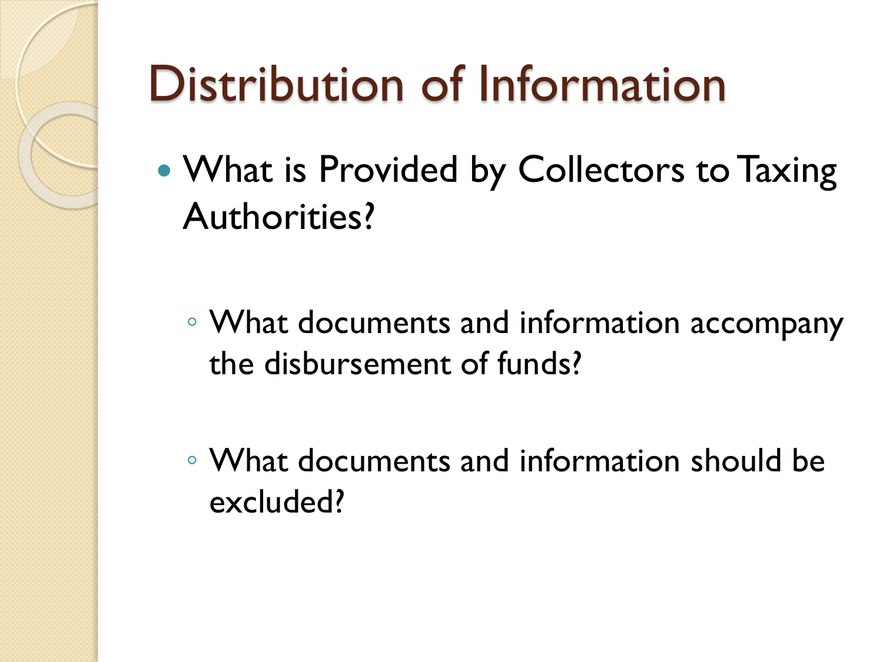# Distribution of Information

- What is Provided by Collectors to Taxing Authorities?
  - What documents and information accompany the disbursement of funds?
  - What documents and information should be excluded?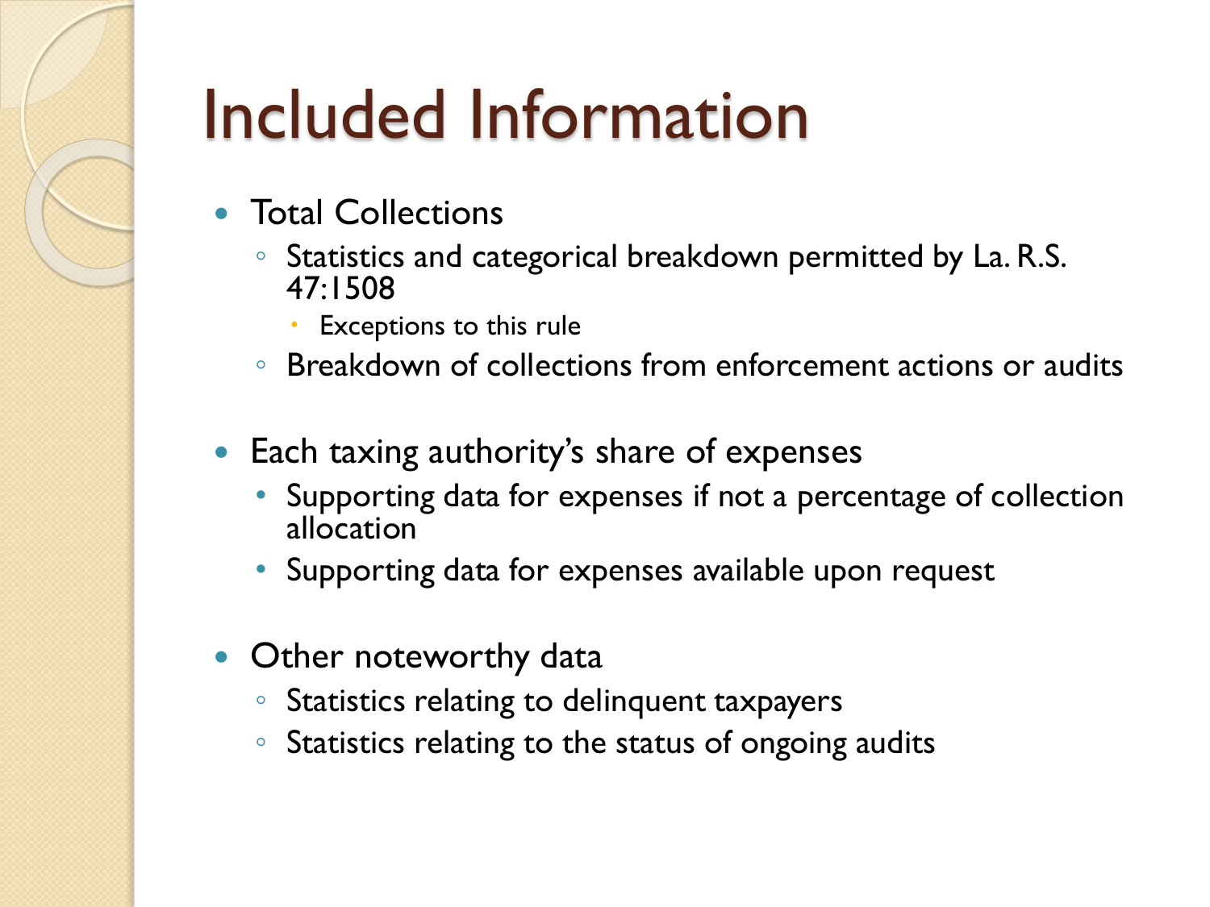# Included Information

- Total Collections
  - Statistics and categorical breakdown permitted by La. R.S. 47:1508
    - Exceptions to this rule
  - Breakdown of collections from enforcement actions or audits

- Each taxing authority's share of expenses
  - Supporting data for expenses if not a percentage of collection allocation
  - Supporting data for expenses available upon request

- Other noteworthy data
  - Statistics relating to delinquent taxpayers
  - Statistics relating to the status of ongoing audits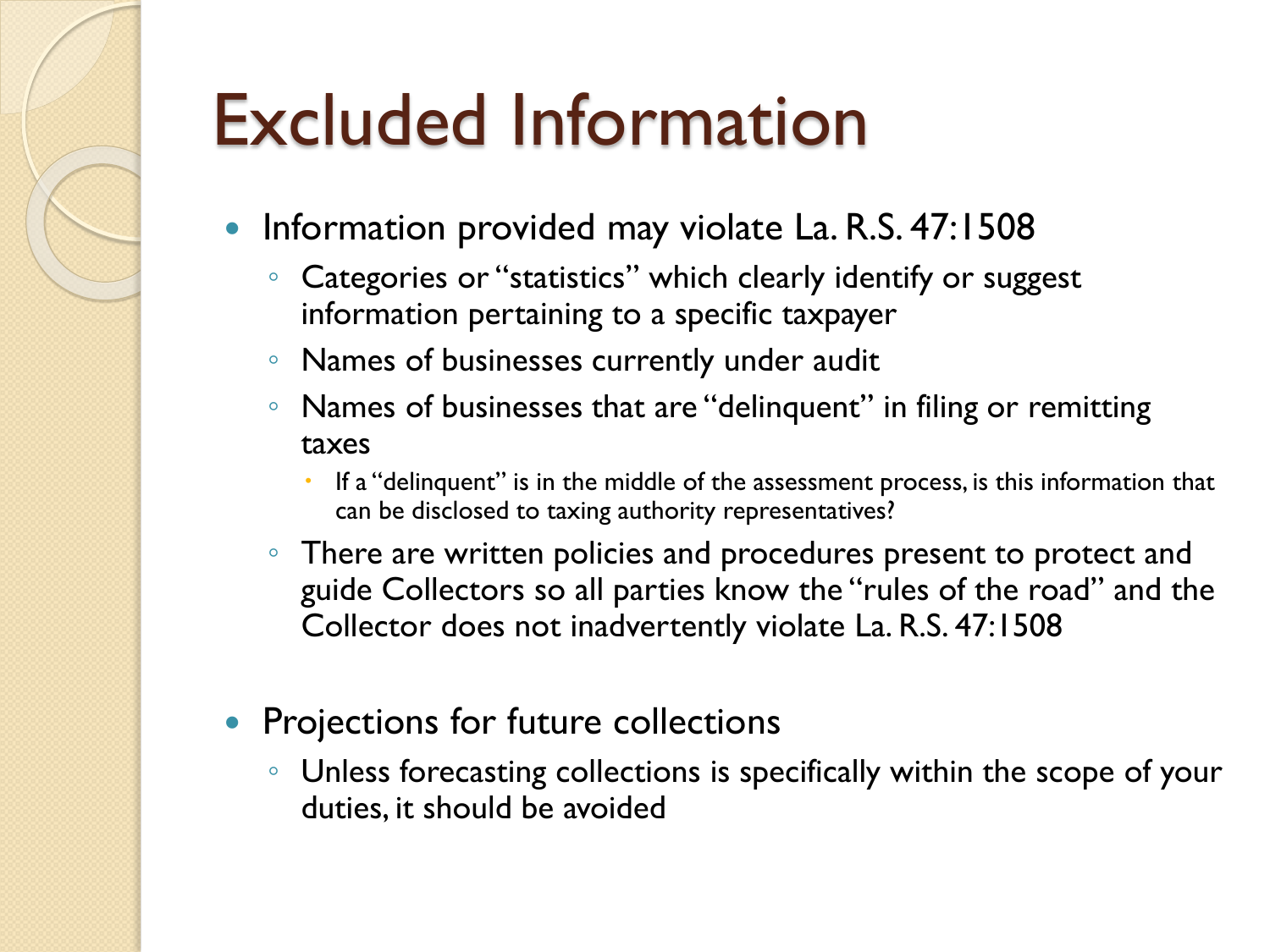# Excluded Information

- Information provided may violate La. R.S. 47:1508
  - Categories or "statistics" which clearly identify or suggest information pertaining to a specific taxpayer
  - Names of businesses currently under audit
  - Names of businesses that are "delinquent" in filing or remitting taxes
    - If a "delinquent" is in the middle of the assessment process, is this information that can be disclosed to taxing authority representatives?
  - There are written policies and procedures present to protect and guide Collectors so all parties know the "rules of the road" and the Collector does not inadvertently violate La. R.S. 47:1508

- Projections for future collections
  - Unless forecasting collections is specifically within the scope of your duties, it should be avoided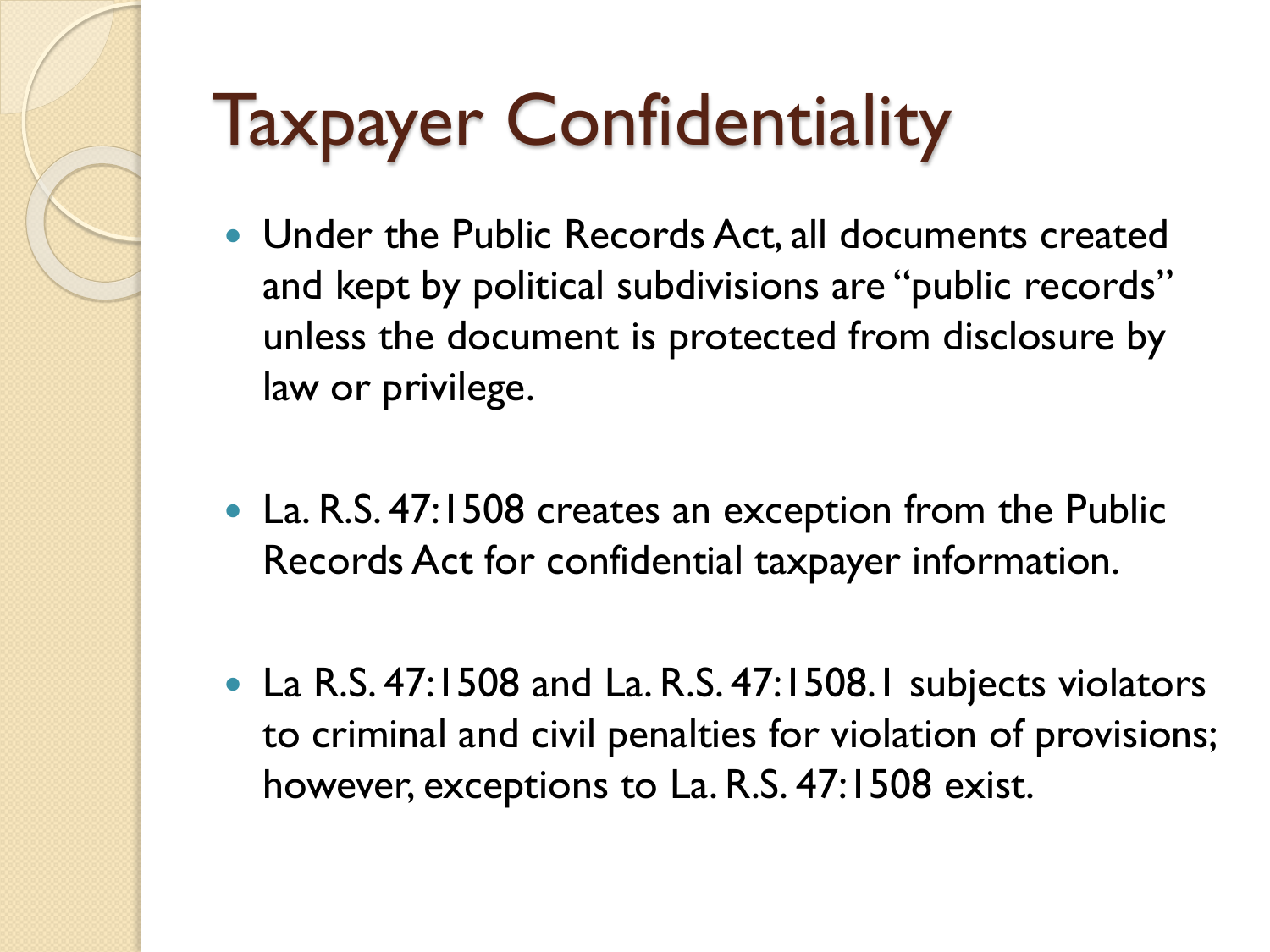# Taxpayer Confidentiality

- Under the Public Records Act, all documents created and kept by political subdivisions are "public records" unless the document is protected from disclosure by law or privilege.

- La. R.S. 47:1508 creates an exception from the Public Records Act for confidential taxpayer information.

- La R.S. 47:1508 and La. R.S. 47:1508.1 subjects violators to criminal and civil penalties for violation of provisions; however, exceptions to La. R.S. 47:1508 exist.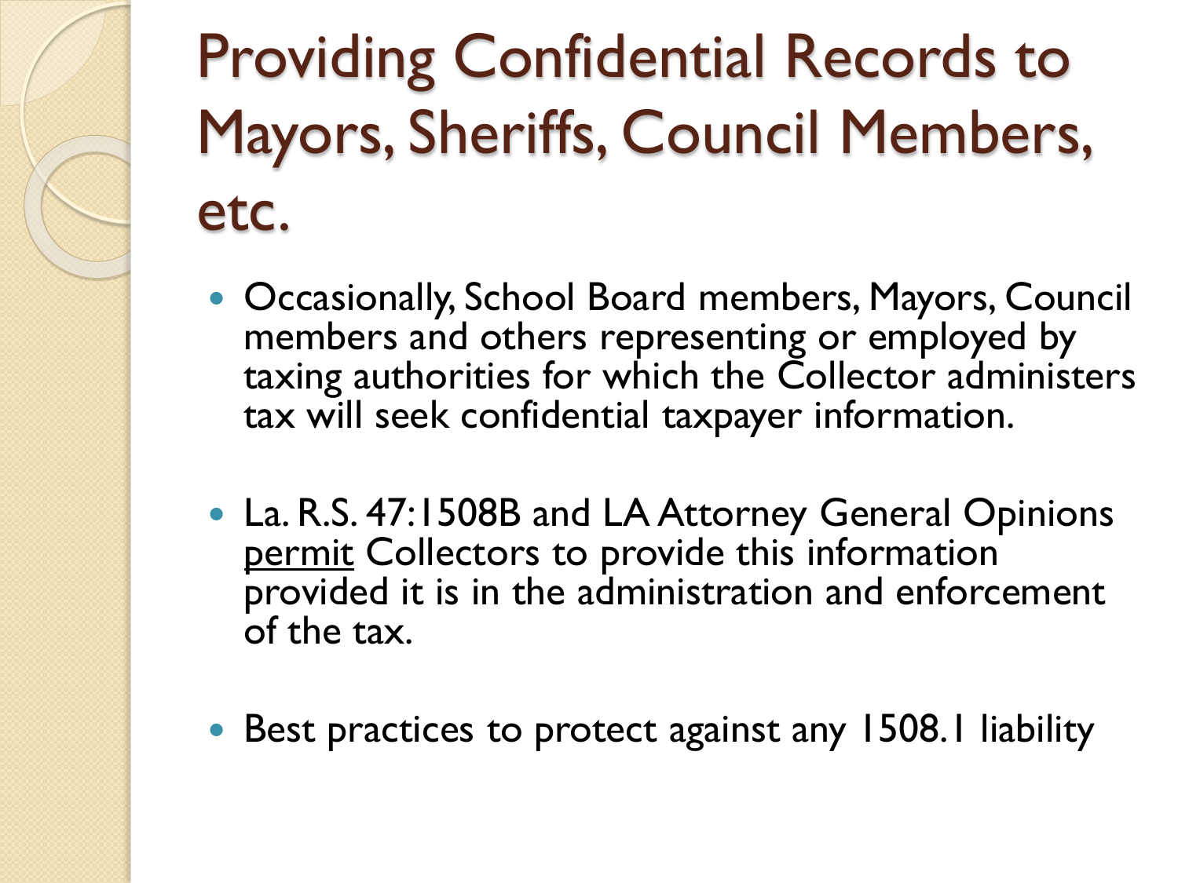# Providing Confidential Records to Mayors, Sheriffs, Council Members, etc.

- Occasionally, School Board members, Mayors, Council members and others representing or employed by taxing authorities for which the Collector administers tax will seek confidential taxpayer information.
- La. R.S. 47:1508B and LA Attorney General Opinions <u>permit</u> Collectors to provide this information provided it is in the administration and enforcement of the tax.
- Best practices to protect against any 1508.1 liability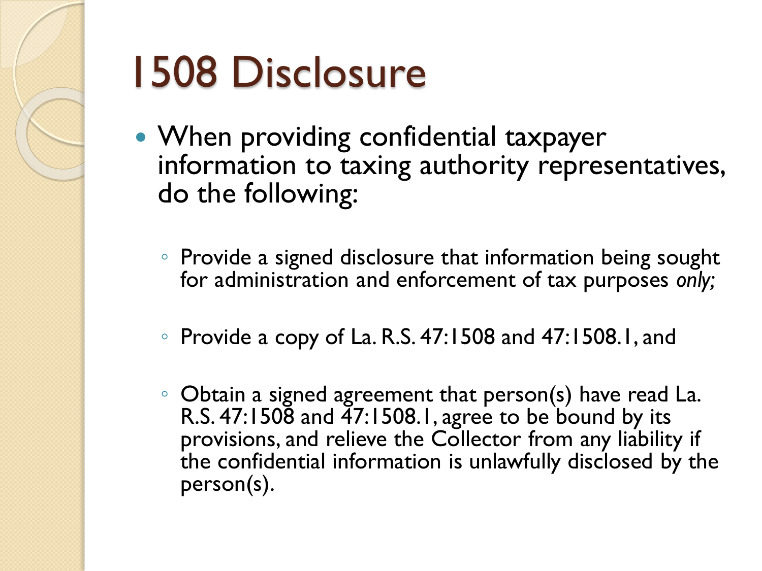# 1508 Disclosure

- When providing confidential taxpayer information to taxing authority representatives, do the following:
  - Provide a signed disclosure that information being sought for administration and enforcement of tax purposes *only;*
  - Provide a copy of La. R.S. 47:1508 and 47:1508.1, and
  - Obtain a signed agreement that person(s) have read La. R.S. 47:1508 and 47:1508.1, agree to be bound by its provisions, and relieve the Collector from any liability if the confidential information is unlawfully disclosed by the person(s).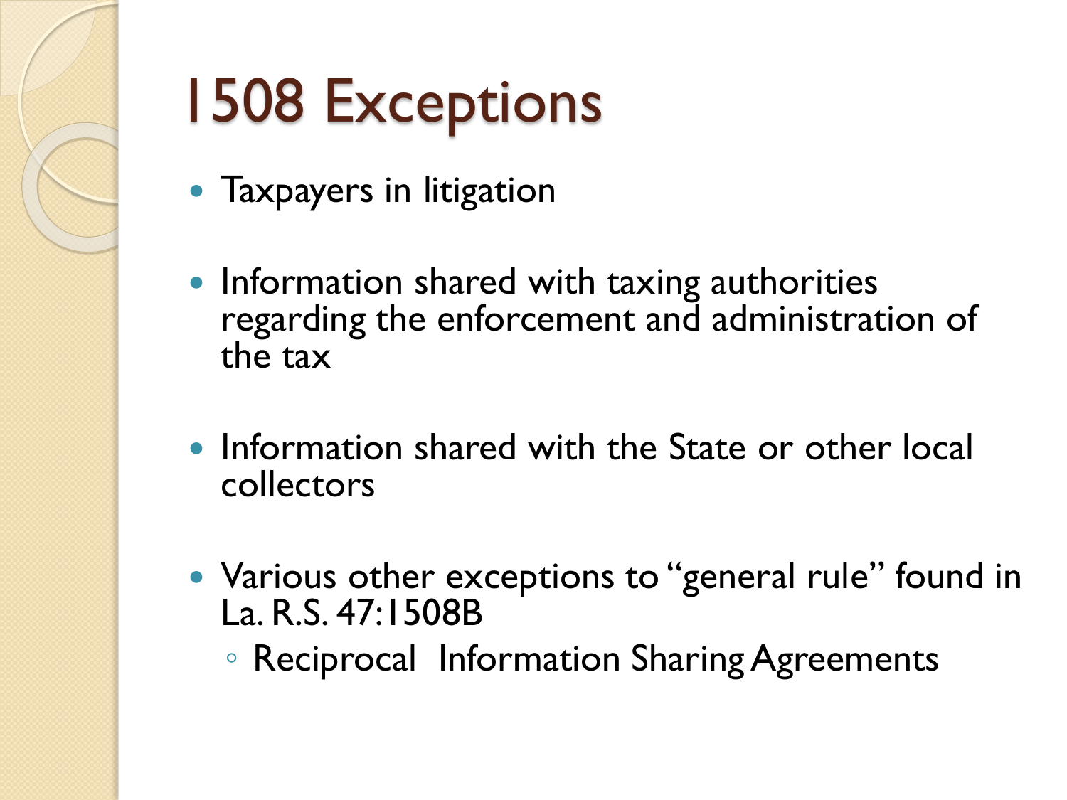# 1508 Exceptions

- Taxpayers in litigation
- Information shared with taxing authorities regarding the enforcement and administration of the tax
- Information shared with the State or other local collectors
- Various other exceptions to "general rule" found in La. R.S. 47:1508B
  - Reciprocal Information Sharing Agreements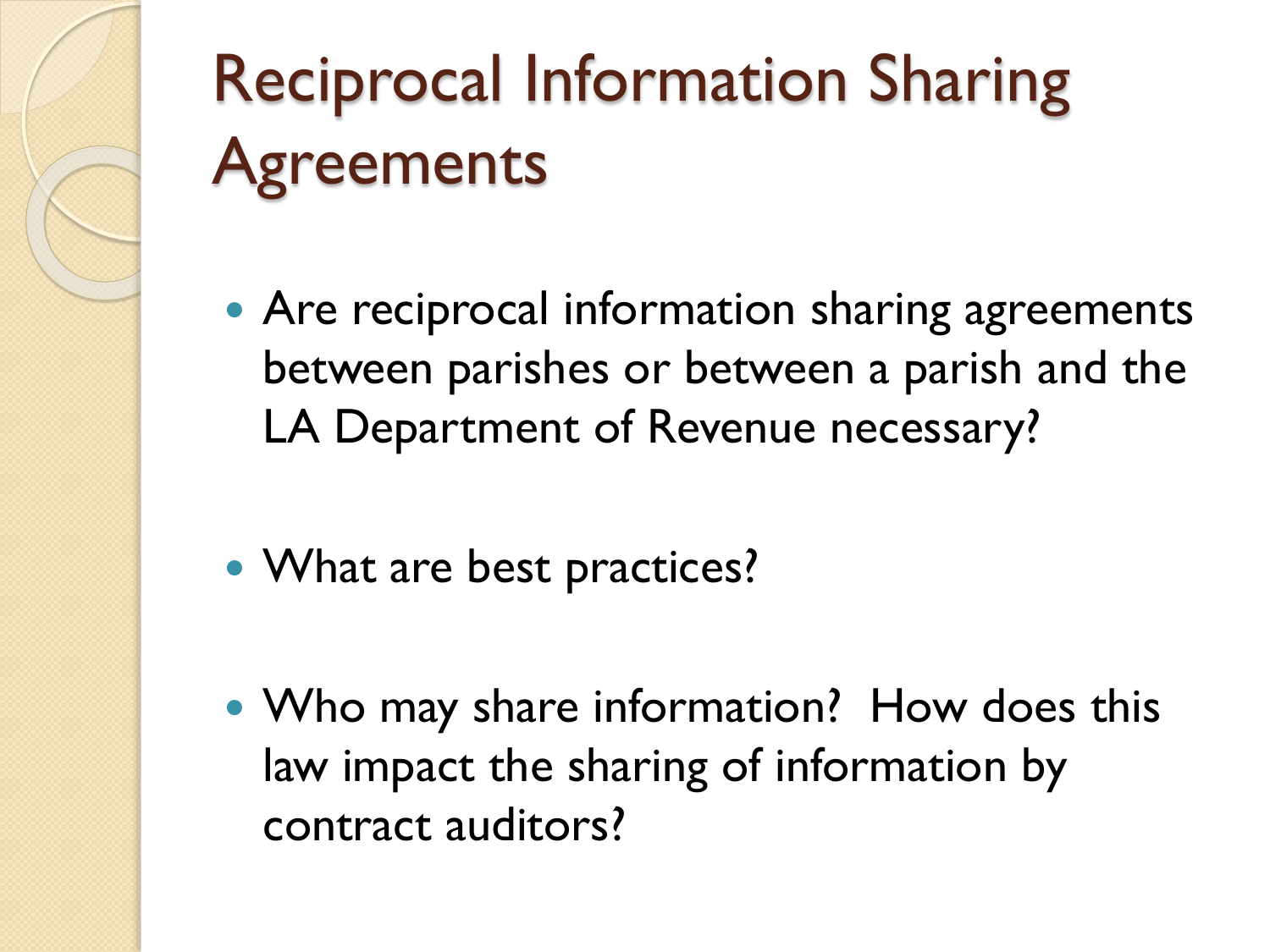# Reciprocal Information Sharing Agreements

- Are reciprocal information sharing agreements between parishes or between a parish and the LA Department of Revenue necessary?
- What are best practices?
- Who may share information?  How does this law impact the sharing of information by contract auditors?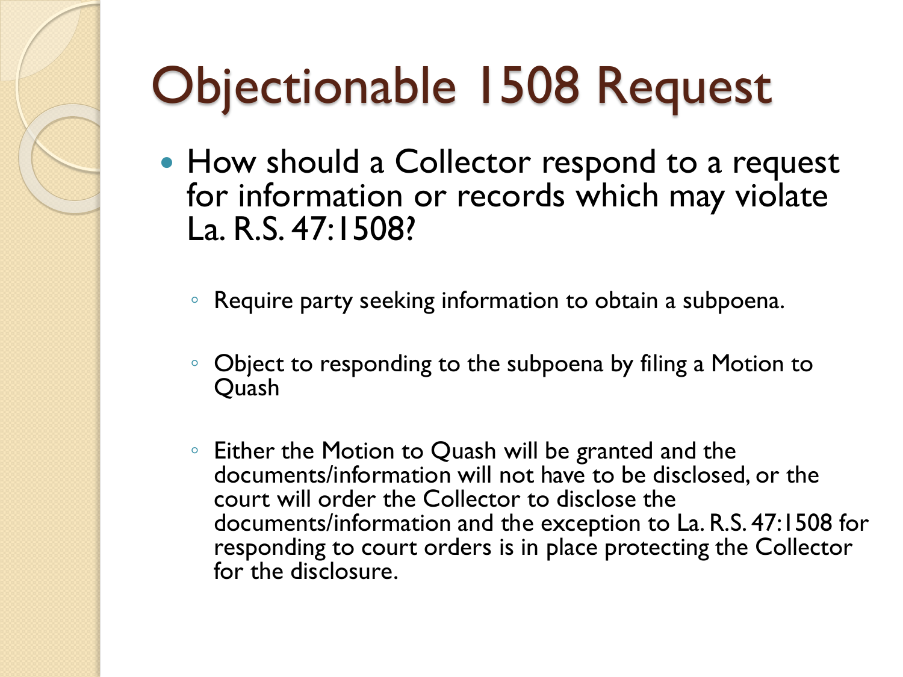# Objectionable 1508 Request

- How should a Collector respond to a request for information or records which may violate La. R.S. 47:1508?
  - Require party seeking information to obtain a subpoena.
  - Object to responding to the subpoena by filing a Motion to Quash
  - Either the Motion to Quash will be granted and the documents/information will not have to be disclosed, or the court will order the Collector to disclose the documents/information and the exception to La. R.S. 47:1508 for responding to court orders is in place protecting the Collector for the disclosure.